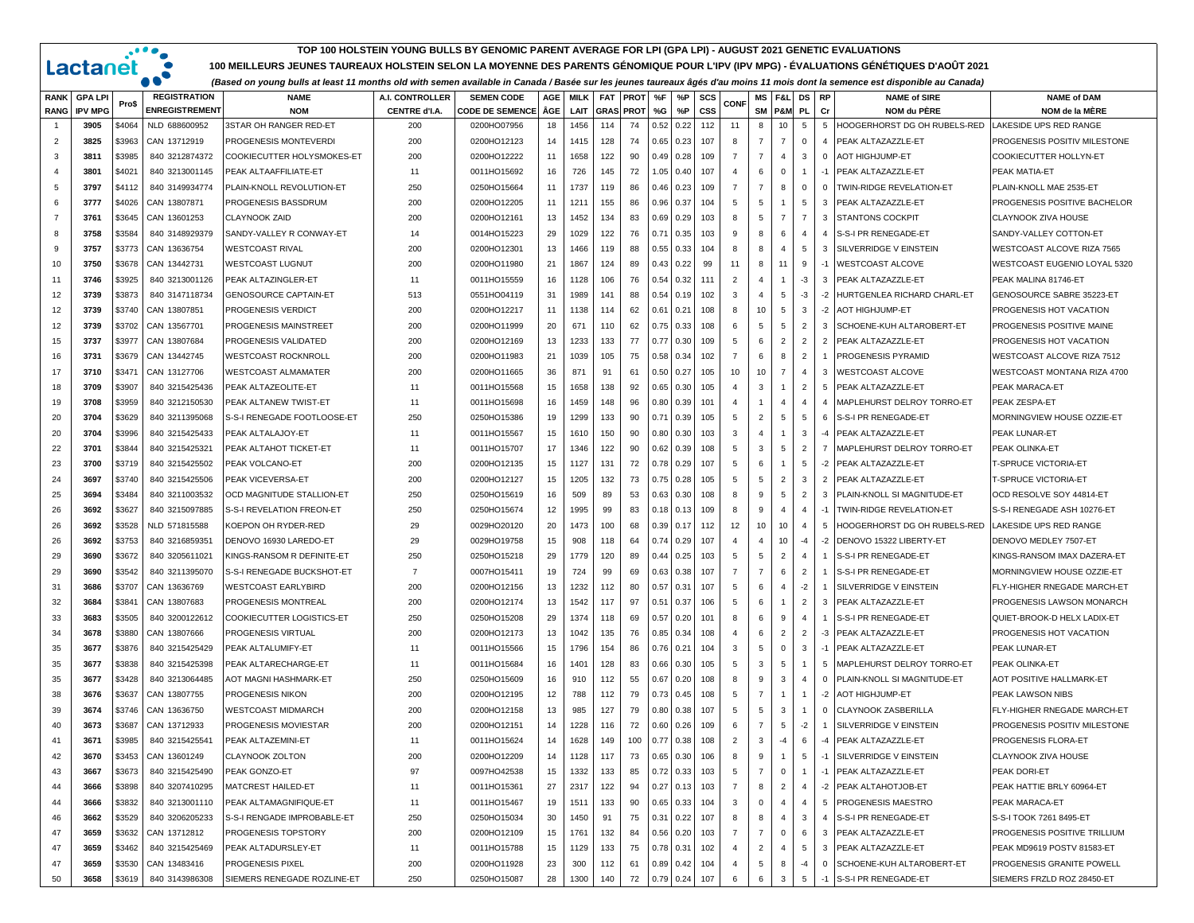Lactanet

# TOP 100 HOLSTEIN YOUNG BULLS BY GENOMIC PARENT AVERAGE FOR LPI (GPA LPI) - AUGUST 2021 GENETIC EVALUATIONS

## 100 MEILLEURS JEUNES TAUREAUX HOLSTEIN SELON LA MOYENNE DES PARENTS GÉNOMIQUE POUR L'IPV (IPV MPG) - ÉVALUATIONS GÉNÉTIQUES D'AOÛT 2021

*(Based on young bulls at least 11 months old with semen available in Canada / Basée sur les jeunes taureaux âgés d'au moins 11 mois dont la semence est disponible au Canada)*

| RANK / RANG | GPA LPI / IPV MPG | Pro$ | REGISTRATION / ENREGISTREMENT | NAME / NOM | A.I. CONTROLLER / CENTRE d'I.A. | SEMEN CODE / CODE DE SEMENCE | AGE / ÂGE | MILK / LAIT | FAT / GRAS | PROT | %F / %G | %P | SCS / CSS | CONF | MS / SM | F&L / P&M | DS / PL | RP / Cr | NAME of SIRE / NOM du PÈRE | NAME of DAM / NOM de la MÈRE |
|---|---|---|---|---|---|---|---|---|---|---|---|---|---|---|---|---|---|---|---|---|
| 1 | 3905 | $4064 | NLD 688600952 | 3STAR OH RANGER RED-ET | 200 | 0200HO07956 | 18 | 1456 | 114 | 74 | 0.52 | 0.22 | 112 | 11 | 8 | 10 | 5 | 5 | HOOGERHORST DG OH RUBELS-RED | LAKESIDE UPS RED RANGE |
| 2 | 3825 | $3963 | CAN 13712919 | PROGENESIS MONTEVERDI | 200 | 0200HO12123 | 14 | 1415 | 128 | 74 | 0.65 | 0.23 | 107 | 8 | 7 | 7 | 0 | 4 | PEAK ALTAZAZZLE-ET | PROGENESIS POSITIV MILESTONE |
| 3 | 3811 | $3985 | 840 3212874372 | COOKIECUTTER HOLYSMOKES-ET | 200 | 0200HO12222 | 11 | 1658 | 122 | 90 | 0.49 | 0.28 | 109 | 7 | 7 | 4 | 3 | 0 | AOT HIGHJUMP-ET | COOKIECUTTER HOLLYN-ET |
| 4 | 3801 | $4021 | 840 3213001145 | PEAK ALTAAFFILIATE-ET | 11 | 0011HO15692 | 16 | 726 | 145 | 72 | 1.05 | 0.40 | 107 | 4 | 6 | 0 | 1 | -1 | PEAK ALTAZAZZLE-ET | PEAK MATIA-ET |
| 5 | 3797 | $4112 | 840 3149934774 | PLAIN-KNOLL REVOLUTION-ET | 250 | 0250HO15664 | 11 | 1737 | 119 | 86 | 0.46 | 0.23 | 109 | 7 | 7 | 8 | 0 | 0 | TWIN-RIDGE REVELATION-ET | PLAIN-KNOLL MAE 2535-ET |
| 6 | 3777 | $4026 | CAN 13807871 | PROGENESIS BASSDRUM | 200 | 0200HO12205 | 11 | 1211 | 155 | 86 | 0.96 | 0.37 | 104 | 5 | 5 | 1 | 5 | 3 | PEAK ALTAZAZZLE-ET | PROGENESIS POSITIVE BACHELOR |
| 7 | 3761 | $3645 | CAN 13601253 | CLAYNOOK ZAID | 200 | 0200HO12161 | 13 | 1452 | 134 | 83 | 0.69 | 0.29 | 103 | 8 | 5 | 7 | 7 | 3 | STANTONS COCKPIT | CLAYNOOK ZIVA HOUSE |
| 8 | 3758 | $3584 | 840 3148929379 | SANDY-VALLEY R CONWAY-ET | 14 | 0014HO15223 | 29 | 1029 | 122 | 76 | 0.71 | 0.35 | 103 | 9 | 8 | 6 | 4 | 4 | S-S-I PR RENEGADE-ET | SANDY-VALLEY COTTON-ET |
| 9 | 3757 | $3773 | CAN 13636754 | WESTCOAST RIVAL | 200 | 0200HO12301 | 13 | 1466 | 119 | 88 | 0.55 | 0.33 | 104 | 8 | 8 | 4 | 5 | 3 | SILVERRIDGE V EINSTEIN | WESTCOAST ALCOVE RIZA 7565 |
| 10 | 3750 | $3678 | CAN 13442731 | WESTCOAST LUGNUT | 200 | 0200HO11980 | 21 | 1867 | 124 | 89 | 0.43 | 0.22 | 99 | 11 | 8 | 11 | 9 | -1 | WESTCOAST ALCOVE | WESTCOAST EUGENIO LOYAL 5320 |
| 11 | 3746 | $3925 | 840 3213001126 | PEAK ALTAZINGLER-ET | 11 | 0011HO15559 | 16 | 1128 | 106 | 76 | 0.54 | 0.32 | 111 | 2 | 4 | 1 | -3 | 3 | PEAK ALTAZAZZLE-ET | PEAK MALINA 81746-ET |
| 12 | 3739 | $3873 | 840 3147118734 | GENOSOURCE CAPTAIN-ET | 513 | 0551HO04119 | 31 | 1989 | 141 | 88 | 0.54 | 0.19 | 102 | 3 | 4 | 5 | -3 | -2 | HURTGENLEA RICHARD CHARL-ET | GENOSOURCE SABRE 35223-ET |
| 12 | 3739 | $3740 | CAN 13807851 | PROGENESIS VERDICT | 200 | 0200HO12217 | 11 | 1138 | 114 | 62 | 0.61 | 0.21 | 108 | 8 | 10 | 5 | 3 | -2 | AOT HIGHJUMP-ET | PROGENESIS HOT VACATION |
| 12 | 3739 | $3702 | CAN 13567701 | PROGENESIS MAINSTREET | 200 | 0200HO11999 | 20 | 671 | 110 | 62 | 0.75 | 0.33 | 108 | 6 | 5 | 5 | 2 | 3 | SCHOENE-KUH ALTAROBERT-ET | PROGENESIS POSITIVE MAINE |
| 15 | 3737 | $3977 | CAN 13807684 | PROGENESIS VALIDATED | 200 | 0200HO12169 | 13 | 1233 | 133 | 77 | 0.77 | 0.30 | 109 | 5 | 6 | 2 | 2 | 2 | PEAK ALTAZAZZLE-ET | PROGENESIS HOT VACATION |
| 16 | 3731 | $3679 | CAN 13442745 | WESTCOAST ROCKNROLL | 200 | 0200HO11983 | 21 | 1039 | 105 | 75 | 0.58 | 0.34 | 102 | 7 | 6 | 8 | 2 | 1 | PROGENESIS PYRAMID | WESTCOAST ALCOVE RIZA 7512 |
| 17 | 3710 | $3471 | CAN 13127706 | WESTCOAST ALMAMATER | 200 | 0200HO11665 | 36 | 871 | 91 | 61 | 0.50 | 0.27 | 105 | 10 | 10 | 7 | 4 | 3 | WESTCOAST ALCOVE | WESTCOAST MONTANA RIZA 4700 |
| 18 | 3709 | $3907 | 840 3215425436 | PEAK ALTAZEOLITE-ET | 11 | 0011HO15568 | 15 | 1658 | 138 | 92 | 0.65 | 0.30 | 105 | 4 | 3 | 1 | 2 | 5 | PEAK ALTAZAZZLE-ET | PEAK MARACA-ET |
| 19 | 3708 | $3959 | 840 3212150530 | PEAK ALTANEW TWIST-ET | 11 | 0011HO15698 | 16 | 1459 | 148 | 96 | 0.80 | 0.39 | 101 | 4 | 1 | 4 | 4 | 4 | MAPLEHURST DELROY TORRO-ET | PEAK ZESPA-ET |
| 20 | 3704 | $3629 | 840 3211395068 | S-S-I RENEGADE FOOTLOOSE-ET | 250 | 0250HO15386 | 19 | 1299 | 133 | 90 | 0.71 | 0.39 | 105 | 5 | 2 | 5 | 5 | 6 | S-S-I PR RENEGADE-ET | MORNINGVIEW HOUSE OZZIE-ET |
| 20 | 3704 | $3996 | 840 3215425433 | PEAK ALTALAJOY-ET | 11 | 0011HO15567 | 15 | 1610 | 150 | 90 | 0.80 | 0.30 | 103 | 3 | 4 | 1 | 3 | -4 | PEAK ALTAZAZZLE-ET | PEAK LUNAR-ET |
| 22 | 3701 | $3844 | 840 3215425321 | PEAK ALTAHOT TICKET-ET | 11 | 0011HO15707 | 17 | 1346 | 122 | 90 | 0.62 | 0.39 | 108 | 5 | 3 | 5 | 2 | 7 | MAPLEHURST DELROY TORRO-ET | PEAK OLINKA-ET |
| 23 | 3700 | $3719 | 840 3215425502 | PEAK VOLCANO-ET | 200 | 0200HO12135 | 15 | 1127 | 131 | 72 | 0.78 | 0.29 | 107 | 5 | 6 | 1 | 5 | -2 | PEAK ALTAZAZZLE-ET | T-SPRUCE VICTORIA-ET |
| 24 | 3697 | $3740 | 840 3215425506 | PEAK VICEVERSA-ET | 200 | 0200HO12127 | 15 | 1205 | 132 | 73 | 0.75 | 0.28 | 105 | 5 | 5 | 2 | 3 | 2 | PEAK ALTAZAZZLE-ET | T-SPRUCE VICTORIA-ET |
| 25 | 3694 | $3484 | 840 3211003532 | OCD MAGNITUDE STALLION-ET | 250 | 0250HO15619 | 16 | 509 | 89 | 53 | 0.63 | 0.30 | 108 | 8 | 9 | 5 | 2 | 3 | PLAIN-KNOLL SI MAGNITUDE-ET | OCD RESOLVE SOY 44814-ET |
| 26 | 3692 | $3627 | 840 3215097885 | S-S-I REVELATION FREON-ET | 250 | 0250HO15674 | 12 | 1995 | 99 | 83 | 0.18 | 0.13 | 109 | 8 | 9 | 4 | 4 | -1 | TWIN-RIDGE REVELATION-ET | S-S-I RENEGADE ASH 10276-ET |
| 26 | 3692 | $3528 | NLD 571815588 | KOEPON OH RYDER-RED | 29 | 0029HO20120 | 20 | 1473 | 100 | 68 | 0.39 | 0.17 | 112 | 12 | 10 | 10 | 4 | 5 | HOOGERHORST DG OH RUBELS-RED | LAKESIDE UPS RED RANGE |
| 26 | 3692 | $3753 | 840 3216859351 | DENOVO 16930 LAREDO-ET | 29 | 0029HO19758 | 15 | 908 | 118 | 64 | 0.74 | 0.29 | 107 | 4 | 4 | 10 | -4 | -2 | DENOVO 15322 LIBERTY-ET | DENOVO MEDLEY 7507-ET |
| 29 | 3690 | $3672 | 840 3205611021 | KINGS-RANSOM R DEFINITE-ET | 250 | 0250HO15218 | 29 | 1779 | 120 | 89 | 0.44 | 0.25 | 103 | 5 | 5 | 2 | 4 | 1 | S-S-I PR RENEGADE-ET | KINGS-RANSOM IMAX DAZERA-ET |
| 29 | 3690 | $3542 | 840 3211395070 | S-S-I RENEGADE BUCKSHOT-ET | 7 | 0007HO15411 | 19 | 724 | 99 | 69 | 0.63 | 0.38 | 107 | 7 | 7 | 6 | 2 | 1 | S-S-I PR RENEGADE-ET | MORNINGVIEW HOUSE OZZIE-ET |
| 31 | 3686 | $3707 | CAN 13636769 | WESTCOAST EARLYBIRD | 200 | 0200HO12156 | 13 | 1232 | 112 | 80 | 0.57 | 0.31 | 107 | 5 | 6 | 4 | -2 | 1 | SILVERRIDGE V EINSTEIN | FLY-HIGHER RNEGADE MARCH-ET |
| 32 | 3684 | $3841 | CAN 13807683 | PROGENESIS MONTREAL | 200 | 0200HO12174 | 13 | 1542 | 117 | 97 | 0.51 | 0.37 | 106 | 5 | 6 | 1 | 2 | 3 | PEAK ALTAZAZZLE-ET | PROGENESIS LAWSON MONARCH |
| 33 | 3683 | $3505 | 840 3200122612 | COOKIECUTTER LOGISTICS-ET | 250 | 0250HO15208 | 29 | 1374 | 118 | 69 | 0.57 | 0.20 | 101 | 8 | 6 | 9 | 4 | 1 | S-S-I PR RENEGADE-ET | QUIET-BROOK-D HELX LADIX-ET |
| 34 | 3678 | $3880 | CAN 13807666 | PROGENESIS VIRTUAL | 200 | 0200HO12173 | 13 | 1042 | 135 | 76 | 0.85 | 0.34 | 108 | 4 | 6 | 2 | 2 | -3 | PEAK ALTAZAZZLE-ET | PROGENESIS HOT VACATION |
| 35 | 3677 | $3876 | 840 3215425429 | PEAK ALTALUMIFY-ET | 11 | 0011HO15566 | 15 | 1796 | 154 | 86 | 0.76 | 0.21 | 104 | 3 | 5 | 0 | 3 | -1 | PEAK ALTAZAZZLE-ET | PEAK LUNAR-ET |
| 35 | 3677 | $3838 | 840 3215425398 | PEAK ALTARECHARGE-ET | 11 | 0011HO15684 | 16 | 1401 | 128 | 83 | 0.66 | 0.30 | 105 | 5 | 3 | 5 | 1 | 5 | MAPLEHURST DELROY TORRO-ET | PEAK OLINKA-ET |
| 35 | 3677 | $3428 | 840 3213064485 | AOT MAGNI HASHMARK-ET | 250 | 0250HO15609 | 16 | 910 | 112 | 55 | 0.67 | 0.20 | 108 | 8 | 9 | 3 | 4 | 0 | PLAIN-KNOLL SI MAGNITUDE-ET | AOT POSITIVE HALLMARK-ET |
| 38 | 3676 | $3637 | CAN 13807755 | PROGENESIS NIKON | 200 | 0200HO12195 | 12 | 788 | 112 | 79 | 0.73 | 0.45 | 108 | 5 | 7 | 1 | 1 | -2 | AOT HIGHJUMP-ET | PEAK LAWSON NIBS |
| 39 | 3674 | $3746 | CAN 13636750 | WESTCOAST MIDMARCH | 200 | 0200HO12158 | 13 | 985 | 127 | 79 | 0.80 | 0.38 | 107 | 5 | 5 | 3 | 1 | 0 | CLAYNOOK ZASBERILLA | FLY-HIGHER RNEGADE MARCH-ET |
| 40 | 3673 | $3687 | CAN 13712933 | PROGENESIS MOVIESTAR | 200 | 0200HO12151 | 14 | 1228 | 116 | 72 | 0.60 | 0.26 | 109 | 6 | 7 | 5 | -2 | 1 | SILVERRIDGE V EINSTEIN | PROGENESIS POSITIV MILESTONE |
| 41 | 3671 | $3985 | 840 3215425541 | PEAK ALTAZEMINI-ET | 11 | 0011HO15624 | 14 | 1628 | 149 | 100 | 0.77 | 0.38 | 108 | 2 | 3 | -4 | 6 | -4 | PEAK ALTAZAZZLE-ET | PROGENESIS FLORA-ET |
| 42 | 3670 | $3453 | CAN 13601249 | CLAYNOOK ZOLTON | 200 | 0200HO12209 | 14 | 1128 | 117 | 73 | 0.65 | 0.30 | 106 | 8 | 9 | 1 | 5 | -1 | SILVERRIDGE V EINSTEIN | CLAYNOOK ZIVA HOUSE |
| 43 | 3667 | $3673 | 840 3215425490 | PEAK GONZO-ET | 97 | 0097HO42538 | 15 | 1332 | 133 | 85 | 0.72 | 0.33 | 103 | 5 | 7 | 0 | 1 | -1 | PEAK ALTAZAZZLE-ET | PEAK DORI-ET |
| 44 | 3666 | $3898 | 840 3207410295 | MATCREST HAILED-ET | 11 | 0011HO15361 | 27 | 2317 | 122 | 94 | 0.27 | 0.13 | 103 | 7 | 8 | 2 | 4 | -2 | PEAK ALTAHOTJOB-ET | PEAK HATTIE BRLY 60964-ET |
| 44 | 3666 | $3832 | 840 3213001110 | PEAK ALTAMAGNIFIQUE-ET | 11 | 0011HO15467 | 19 | 1511 | 133 | 90 | 0.65 | 0.33 | 104 | 3 | 0 | 4 | 4 | 5 | PROGENESIS MAESTRO | PEAK MARACA-ET |
| 46 | 3662 | $3529 | 840 3206205233 | S-S-I RENGADE IMPROBABLE-ET | 250 | 0250HO15034 | 30 | 1450 | 91 | 75 | 0.31 | 0.22 | 107 | 8 | 8 | 4 | 3 | 4 | S-S-I PR RENEGADE-ET | S-S-I TOOK 7261 8495-ET |
| 47 | 3659 | $3632 | CAN 13712812 | PROGENESIS TOPSTORY | 200 | 0200HO12109 | 15 | 1761 | 132 | 84 | 0.56 | 0.20 | 103 | 7 | 7 | 0 | 6 | 3 | PEAK ALTAZAZZLE-ET | PROGENESIS POSITIVE TRILLIUM |
| 47 | 3659 | $3462 | 840 3215425469 | PEAK ALTADURSLEY-ET | 11 | 0011HO15788 | 15 | 1129 | 133 | 75 | 0.78 | 0.31 | 102 | 4 | 2 | 4 | 5 | 3 | PEAK ALTAZAZZLE-ET | PEAK MD9619 POSTV 81583-ET |
| 47 | 3659 | $3530 | CAN 13483416 | PROGENESIS PIXEL | 200 | 0200HO11928 | 23 | 300 | 112 | 61 | 0.89 | 0.42 | 104 | 4 | 5 | 8 | -4 | 0 | SCHOENE-KUH ALTAROBERT-ET | PROGENESIS GRANITE POWELL |
| 50 | 3658 | $3619 | 840 3143986308 | SIEMERS RENEGADE ROZLINE-ET | 250 | 0250HO15087 | 28 | 1300 | 140 | 72 | 0.79 | 0.24 | 107 | 6 | 6 | 3 | 5 | -1 | S-S-I PR RENEGADE-ET | SIEMERS FRZLD ROZ 28450-ET |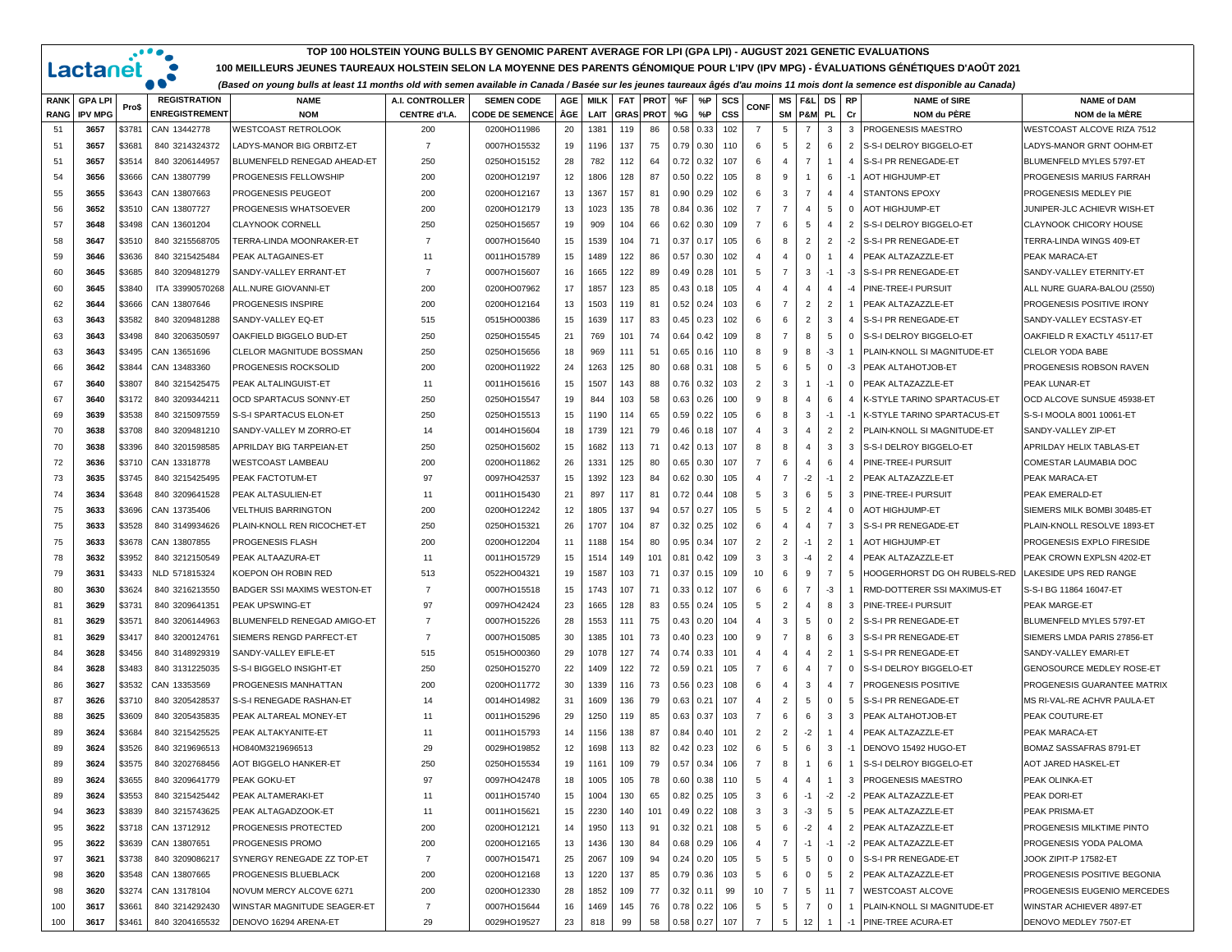# TOP 100 HOLSTEIN YOUNG BULLS BY GENOMIC PARENT AVERAGE FOR LPI (GPA LPI) - AUGUST 2021 GENETIC EVALUATIONS

## 100 MEILLEURS JEUNES TAUREAUX HOLSTEIN SELON LA MOYENNE DES PARENTS GÉNOMIQUE POUR L'IPV (IPV MPG) - ÉVALUATIONS GÉNÉTIQUES D'AOÛT 2021

*(Based on young bulls at least 11 months old with semen available in Canada / Basée sur les jeunes taureaux âgés d'au moins 11 mois dont la semence est disponible au Canada)*

| RANK RANG | GPA LPI IPV MPG | Pro$ | REGISTRATION ENREGISTREMENT | NAME NOM | A.I. CONTROLLER CENTRE d'I.A. | SEMEN CODE CODE DE SEMENCE | AGE ÂGE | MILK LAIT | FAT GRAS | PROT PROT | %F %G | %P %P | SCS CSS | CONF | MS SM | F&L P&M | DS PL | RP Cr | NAME of SIRE NOM du PÈRE | NAME of DAM NOM de la MÈRE |
|---|---|---|---|---|---|---|---|---|---|---|---|---|---|---|---|---|---|---|---|---|
| 51 | 3657 | $3781 | CAN 13442778 | WESTCOAST RETROLOOK | 200 | 0200HO11986 | 20 | 1381 | 119 | 86 | 0.58 | 0.33 | 102 | 7 | 5 | 7 | 3 | 3 | PROGENESIS MAESTRO | WESTCOAST ALCOVE RIZA 7512 |
| 51 | 3657 | $3681 | 840 3214324372 | LADYS-MANOR BIG ORBITZ-ET | 7 | 0007HO15532 | 19 | 1196 | 137 | 75 | 0.79 | 0.30 | 110 | 6 | 5 | 2 | 6 | 2 | S-S-I DELROY BIGGELO-ET | LADYS-MANOR GRNT OOHM-ET |
| 51 | 3657 | $3514 | 840 3206144957 | BLUMENFELD RENEGAD AHEAD-ET | 250 | 0250HO15152 | 28 | 782 | 112 | 64 | 0.72 | 0.32 | 107 | 6 | 4 | 7 | 1 | 4 | S-S-I PR RENEGADE-ET | BLUMENFELD MYLES 5797-ET |
| 54 | 3656 | $3666 | CAN 13807799 | PROGENESIS FELLOWSHIP | 200 | 0200HO12197 | 12 | 1806 | 128 | 87 | 0.50 | 0.22 | 105 | 8 | 9 | 1 | 6 | -1 | AOT HIGHJUMP-ET | PROGENESIS MARIUS FARRAH |
| 55 | 3655 | $3643 | CAN 13807663 | PROGENESIS PEUGEOT | 200 | 0200HO12167 | 13 | 1367 | 157 | 81 | 0.90 | 0.29 | 102 | 6 | 3 | 7 | 4 | 4 | STANTONS EPOXY | PROGENESIS MEDLEY PIE |
| 56 | 3652 | $3510 | CAN 13807727 | PROGENESIS WHATSOEVER | 200 | 0200HO12179 | 13 | 1023 | 135 | 78 | 0.84 | 0.36 | 102 | 7 | 7 | 4 | 5 | 0 | AOT HIGHJUMP-ET | JUNIPER-JLC ACHIEVR WISH-ET |
| 57 | 3648 | $3498 | CAN 13601204 | CLAYNOOK CORNELL | 250 | 0250HO15657 | 19 | 909 | 104 | 66 | 0.62 | 0.30 | 109 | 7 | 6 | 5 | 4 | 2 | S-S-I DELROY BIGGELO-ET | CLAYNOOK CHICORY HOUSE |
| 58 | 3647 | $3510 | 840 3215568705 | TERRA-LINDA MOONRAKER-ET | 7 | 0007HO15640 | 15 | 1539 | 104 | 71 | 0.37 | 0.17 | 105 | 6 | 8 | 2 | 2 | -2 | S-S-I PR RENEGADE-ET | TERRA-LINDA WINGS 409-ET |
| 59 | 3646 | $3636 | 840 3215425484 | PEAK ALTAGAINES-ET | 11 | 0011HO15789 | 15 | 1489 | 122 | 86 | 0.57 | 0.30 | 102 | 4 | 4 | 0 | 1 | 4 | PEAK ALTAZAZZLE-ET | PEAK MARACA-ET |
| 60 | 3645 | $3685 | 840 3209481279 | SANDY-VALLEY ERRANT-ET | 7 | 0007HO15607 | 16 | 1665 | 122 | 89 | 0.49 | 0.28 | 101 | 5 | 7 | 3 | -1 | -3 | S-S-I PR RENEGADE-ET | SANDY-VALLEY ETERNITY-ET |
| 60 | 3645 | $3840 | ITA 33990570268 | ALL.NURE GIOVANNI-ET | 200 | 0200HO07962 | 17 | 1857 | 123 | 85 | 0.43 | 0.18 | 105 | 4 | 4 | 4 | 4 | -4 | PINE-TREE-I PURSUIT | ALL NURE GUARA-BALOU (2550) |
| 62 | 3644 | $3666 | CAN 13807646 | PROGENESIS INSPIRE | 200 | 0200HO12164 | 13 | 1503 | 119 | 81 | 0.52 | 0.24 | 103 | 6 | 7 | 2 | 2 | 1 | PEAK ALTAZAZZLE-ET | PROGENESIS POSITIVE IRONY |
| 63 | 3643 | $3582 | 840 3209481288 | SANDY-VALLEY EQ-ET | 515 | 0515HO00386 | 15 | 1639 | 117 | 83 | 0.45 | 0.23 | 102 | 6 | 6 | 2 | 3 | 4 | S-S-I PR RENEGADE-ET | SANDY-VALLEY ECSTASY-ET |
| 63 | 3643 | $3498 | 840 3206350597 | OAKFIELD BIGGELO BUD-ET | 250 | 0250HO15545 | 21 | 769 | 101 | 74 | 0.64 | 0.42 | 109 | 8 | 7 | 8 | 5 | 0 | S-S-I DELROY BIGGELO-ET | OAKFIELD R EXACTLY 45117-ET |
| 63 | 3643 | $3495 | CAN 13651696 | CLELOR MAGNITUDE BOSSMAN | 250 | 0250HO15656 | 18 | 969 | 111 | 51 | 0.65 | 0.16 | 110 | 8 | 9 | 8 | -3 | 1 | PLAIN-KNOLL SI MAGNITUDE-ET | CLELOR YODA BABE |
| 66 | 3642 | $3844 | CAN 13483360 | PROGENESIS ROCKSOLID | 200 | 0200HO11922 | 24 | 1263 | 125 | 80 | 0.68 | 0.31 | 108 | 5 | 6 | 5 | 0 | -3 | PEAK ALTAHOTJOB-ET | PROGENESIS ROBSON RAVEN |
| 67 | 3640 | $3807 | 840 3215425475 | PEAK ALTALINGUIST-ET | 11 | 0011HO15616 | 15 | 1507 | 143 | 88 | 0.76 | 0.32 | 103 | 2 | 3 | 1 | -1 | 0 | PEAK ALTAZAZZLE-ET | PEAK LUNAR-ET |
| 67 | 3640 | $3172 | 840 3209344211 | OCD SPARTACUS SONNY-ET | 250 | 0250HO15547 | 19 | 844 | 103 | 58 | 0.63 | 0.26 | 100 | 9 | 8 | 4 | 6 | 4 | K-STYLE TARINO SPARTACUS-ET | OCD ALCOVE SUNSUE 45938-ET |
| 69 | 3639 | $3538 | 840 3215097559 | S-S-I SPARTACUS ELON-ET | 250 | 0250HO15513 | 15 | 1190 | 114 | 65 | 0.59 | 0.22 | 105 | 6 | 8 | 3 | -1 | -1 | K-STYLE TARINO SPARTACUS-ET | S-S-I MOOLA 8001 10061-ET |
| 70 | 3638 | $3708 | 840 3209481210 | SANDY-VALLEY M ZORRO-ET | 14 | 0014HO15604 | 18 | 1739 | 121 | 79 | 0.46 | 0.18 | 107 | 4 | 3 | 4 | 2 | 2 | PLAIN-KNOLL SI MAGNITUDE-ET | SANDY-VALLEY ZIP-ET |
| 70 | 3638 | $3396 | 840 3201598585 | APRILDAY BIG TARPEIAN-ET | 250 | 0250HO15602 | 15 | 1682 | 113 | 71 | 0.42 | 0.13 | 107 | 8 | 8 | 4 | 3 | 3 | S-S-I DELROY BIGGELO-ET | APRILDAY HELIX TABLAS-ET |
| 72 | 3636 | $3710 | CAN 13318778 | WESTCOAST LAMBEAU | 200 | 0200HO11862 | 26 | 1331 | 125 | 80 | 0.65 | 0.30 | 107 | 7 | 6 | 4 | 6 | 4 | PINE-TREE-I PURSUIT | COMESTAR LAUMABIA DOC |
| 73 | 3635 | $3745 | 840 3215425495 | PEAK FACTOTUM-ET | 97 | 0097HO42537 | 15 | 1392 | 123 | 84 | 0.62 | 0.30 | 105 | 4 | 7 | -2 | -1 | 2 | PEAK ALTAZAZZLE-ET | PEAK MARACA-ET |
| 74 | 3634 | $3648 | 840 3209641528 | PEAK ALTASULIEN-ET | 11 | 0011HO15430 | 21 | 897 | 117 | 81 | 0.72 | 0.44 | 108 | 5 | 3 | 6 | 5 | 3 | PINE-TREE-I PURSUIT | PEAK EMERALD-ET |
| 75 | 3633 | $3696 | CAN 13735406 | VELTHUIS BARRINGTON | 200 | 0200HO12242 | 12 | 1805 | 137 | 94 | 0.57 | 0.27 | 105 | 5 | 5 | 2 | 4 | 0 | AOT HIGHJUMP-ET | SIEMERS MILK BOMBI 30485-ET |
| 75 | 3633 | $3528 | 840 3149934626 | PLAIN-KNOLL REN RICOCHET-ET | 250 | 0250HO15321 | 26 | 1707 | 104 | 87 | 0.32 | 0.25 | 102 | 6 | 4 | 4 | 7 | 3 | S-S-I PR RENEGADE-ET | PLAIN-KNOLL RESOLVE 1893-ET |
| 75 | 3633 | $3678 | CAN 13807855 | PROGENESIS FLASH | 200 | 0200HO12204 | 11 | 1188 | 154 | 80 | 0.95 | 0.34 | 107 | 2 | 2 | -1 | 2 | 1 | AOT HIGHJUMP-ET | PROGENESIS EXPLO FIRESIDE |
| 78 | 3632 | $3952 | 840 3212150549 | PEAK ALTAAZURA-ET | 11 | 0011HO15729 | 15 | 1514 | 149 | 101 | 0.81 | 0.42 | 109 | 3 | 3 | -4 | 2 | 4 | PEAK ALTAZAZZLE-ET | PEAK CROWN EXPLSN 4202-ET |
| 79 | 3631 | $3433 | NLD 571815324 | KOEPON OH ROBIN RED | 513 | 0522HO04321 | 19 | 1587 | 103 | 71 | 0.37 | 0.15 | 109 | 10 | 6 | 9 | 7 | 5 | HOOGERHORST DG OH RUBELS-RED | LAKESIDE UPS RED RANGE |
| 80 | 3630 | $3624 | 840 3216213550 | BADGER SSI MAXIMS WESTON-ET | 7 | 0007HO15518 | 15 | 1743 | 107 | 71 | 0.33 | 0.12 | 107 | 6 | 6 | 7 | -3 | 1 | RMD-DOTTERER SSI MAXIMUS-ET | S-S-I BG 11864 16047-ET |
| 81 | 3629 | $3731 | 840 3209641351 | PEAK UPSWING-ET | 97 | 0097HO42424 | 23 | 1665 | 128 | 83 | 0.55 | 0.24 | 105 | 5 | 2 | 4 | 8 | 3 | PINE-TREE-I PURSUIT | PEAK MARGE-ET |
| 81 | 3629 | $3571 | 840 3206144963 | BLUMENFELD RENEGAD AMIGO-ET | 7 | 0007HO15226 | 28 | 1553 | 111 | 75 | 0.43 | 0.20 | 104 | 4 | 3 | 5 | 0 | 2 | S-S-I PR RENEGADE-ET | BLUMENFELD MYLES 5797-ET |
| 81 | 3629 | $3417 | 840 3200124761 | SIEMERS RENGD PARFECT-ET | 7 | 0007HO15085 | 30 | 1385 | 101 | 73 | 0.40 | 0.23 | 100 | 9 | 7 | 8 | 6 | 3 | S-S-I PR RENEGADE-ET | SIEMERS LMDA PARIS 27856-ET |
| 84 | 3628 | $3456 | 840 3148929319 | SANDY-VALLEY EIFLE-ET | 515 | 0515HO00360 | 29 | 1078 | 127 | 74 | 0.74 | 0.33 | 101 | 4 | 4 | 4 | 2 | 1 | S-S-I PR RENEGADE-ET | SANDY-VALLEY EMARI-ET |
| 84 | 3628 | $3483 | 840 3131225035 | S-S-I BIGGELO INSIGHT-ET | 250 | 0250HO15270 | 22 | 1409 | 122 | 72 | 0.59 | 0.21 | 105 | 7 | 6 | 4 | 7 | 0 | S-S-I DELROY BIGGELO-ET | GENOSOURCE MEDLEY ROSE-ET |
| 86 | 3627 | $3532 | CAN 13353569 | PROGENESIS MANHATTAN | 200 | 0200HO11772 | 30 | 1339 | 116 | 73 | 0.56 | 0.23 | 108 | 6 | 4 | 3 | 4 | 7 | PROGENESIS POSITIVE | PROGENESIS GUARANTEE MATRIX |
| 87 | 3626 | $3710 | 840 3205428537 | S-S-I RENEGADE RASHAN-ET | 14 | 0014HO14982 | 31 | 1609 | 136 | 79 | 0.63 | 0.21 | 107 | 4 | 2 | 5 | 0 | 5 | S-S-I PR RENEGADE-ET | MS RI-VAL-RE ACHVR PAULA-ET |
| 88 | 3625 | $3609 | 840 3205435835 | PEAK ALTAREAL MONEY-ET | 11 | 0011HO15296 | 29 | 1250 | 119 | 85 | 0.63 | 0.37 | 103 | 7 | 6 | 6 | 3 | 3 | PEAK ALTAHOTJOB-ET | PEAK COUTURE-ET |
| 89 | 3624 | $3684 | 840 3215425525 | PEAK ALTAKYANITE-ET | 11 | 0011HO15793 | 14 | 1156 | 138 | 87 | 0.84 | 0.40 | 101 | 2 | 2 | -2 | 1 | 4 | PEAK ALTAZAZZLE-ET | PEAK MARACA-ET |
| 89 | 3624 | $3526 | 840 3219696513 | HO840M3219696513 | 29 | 0029HO19852 | 12 | 1698 | 113 | 82 | 0.42 | 0.23 | 102 | 6 | 5 | 6 | 3 | -1 | DENOVO 15492 HUGO-ET | BOMAZ SASSAFRAS 8791-ET |
| 89 | 3624 | $3575 | 840 3202768456 | AOT BIGGELO HANKER-ET | 250 | 0250HO15534 | 19 | 1161 | 109 | 79 | 0.57 | 0.34 | 106 | 7 | 8 | 1 | 6 | 1 | S-S-I DELROY BIGGELO-ET | AOT JARED HASKEL-ET |
| 89 | 3624 | $3655 | 840 3209641779 | PEAK GOKU-ET | 97 | 0097HO42478 | 18 | 1005 | 105 | 78 | 0.60 | 0.38 | 110 | 5 | 4 | 4 | 1 | 3 | PROGENESIS MAESTRO | PEAK OLINKA-ET |
| 89 | 3624 | $3553 | 840 3215425442 | PEAK ALTAMERAKI-ET | 11 | 0011HO15740 | 15 | 1004 | 130 | 65 | 0.82 | 0.25 | 105 | 3 | 6 | -1 | -2 | -2 | PEAK ALTAZAZZLE-ET | PEAK DORI-ET |
| 94 | 3623 | $3839 | 840 3215743625 | PEAK ALTAGADZOOK-ET | 11 | 0011HO15621 | 15 | 2230 | 140 | 101 | 0.49 | 0.22 | 108 | 3 | 3 | -3 | 5 | 5 | PEAK ALTAZAZZLE-ET | PEAK PRISMA-ET |
| 95 | 3622 | $3718 | CAN 13712912 | PROGENESIS PROTECTED | 200 | 0200HO12121 | 14 | 1950 | 113 | 91 | 0.32 | 0.21 | 108 | 5 | 6 | -2 | 4 | 2 | PEAK ALTAZAZZLE-ET | PROGENESIS MILKTIME PINTO |
| 95 | 3622 | $3639 | CAN 13807651 | PROGENESIS PROMO | 200 | 0200HO12165 | 13 | 1436 | 130 | 84 | 0.68 | 0.29 | 106 | 4 | 7 | -1 | -1 | -2 | PEAK ALTAZAZZLE-ET | PROGENESIS YODA PALOMA |
| 97 | 3621 | $3738 | 840 3209086217 | SYNERGY RENEGADE ZZ TOP-ET | 7 | 0007HO15471 | 25 | 2067 | 109 | 94 | 0.24 | 0.20 | 105 | 5 | 5 | 5 | 0 | 0 | S-S-I PR RENEGADE-ET | JOOK ZIPIT-P 17582-ET |
| 98 | 3620 | $3548 | CAN 13807665 | PROGENESIS BLUEBLACK | 200 | 0200HO12168 | 13 | 1220 | 137 | 85 | 0.79 | 0.36 | 103 | 5 | 6 | 0 | 5 | 2 | PEAK ALTAZAZZLE-ET | PROGENESIS POSITIVE BEGONIA |
| 98 | 3620 | $3274 | CAN 13178104 | NOVUM MERCY ALCOVE 6271 | 200 | 0200HO12330 | 28 | 1852 | 109 | 77 | 0.32 | 0.11 | 99 | 10 | 7 | 5 | 11 | 7 | WESTCOAST ALCOVE | PROGENESIS EUGENIO MERCEDES |
| 100 | 3617 | $3661 | 840 3214292430 | WINSTAR MAGNITUDE SEAGER-ET | 7 | 0007HO15644 | 16 | 1469 | 145 | 76 | 0.78 | 0.22 | 106 | 5 | 5 | 7 | 0 | 1 | PLAIN-KNOLL SI MAGNITUDE-ET | WINSTAR ACHIEVER 4897-ET |
| 100 | 3617 | $3461 | 840 3204165532 | DENOVO 16294 ARENA-ET | 29 | 0029HO19527 | 23 | 818 | 99 | 58 | 0.58 | 0.27 | 107 | 7 | 5 | 12 | 1 | -1 | PINE-TREE ACURA-ET | DENOVO MEDLEY 7507-ET |